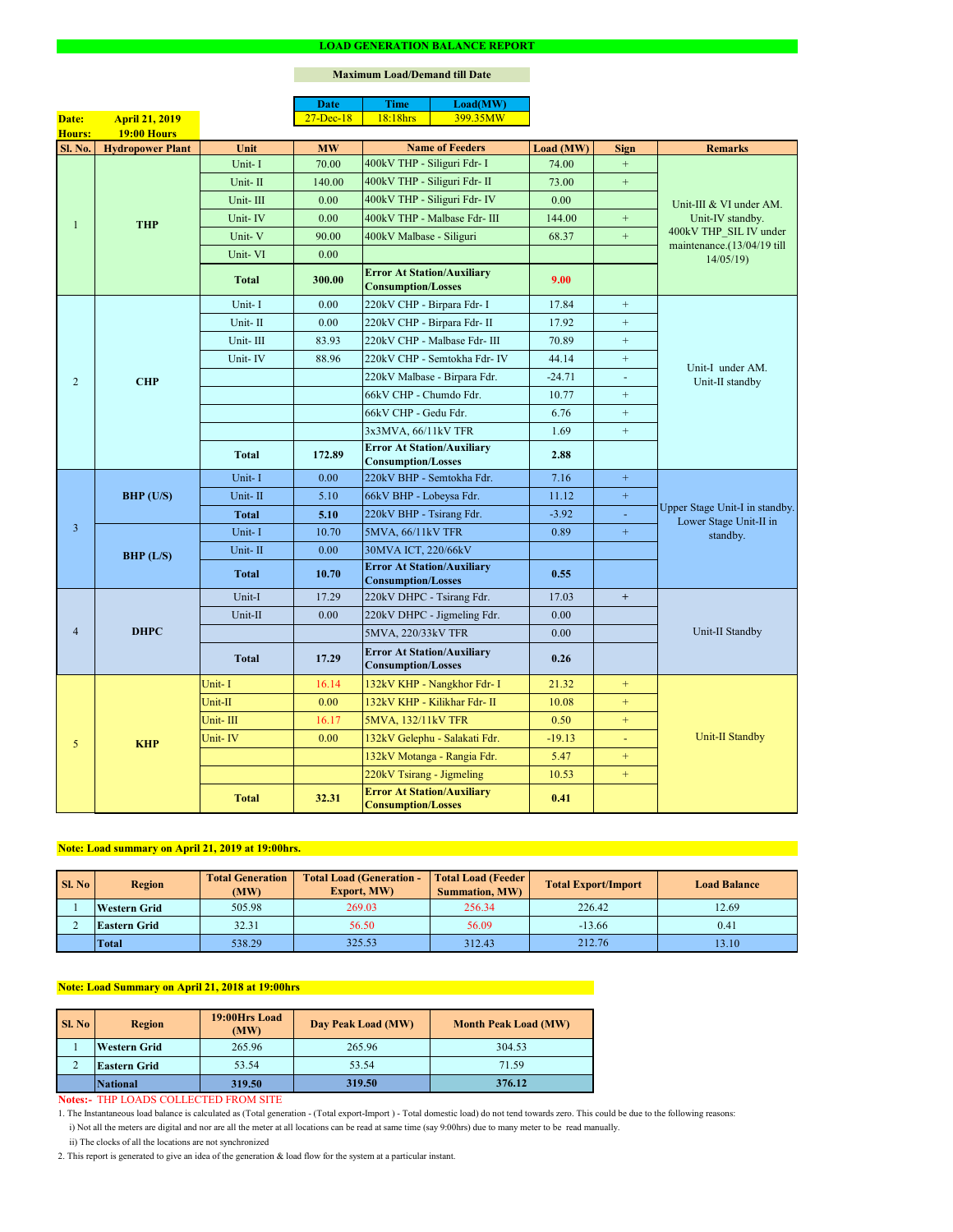# LOAD GENERATION BALANCE REPORT

**Maximum Load/Demand till Date**

| Date | Time | Load(MW) |
|---|---|---|
| 27-Dec-18 | 18:18hrs | 399.35MW |

**Date:** April 21, 2019
**Hours:** 19:00 Hours

| Sl. No. | Hydropower Plant | Unit | MW | Name of Feeders | Load (MW) | Sign | Remarks |
|---|---|---|---|---|---|---|---|
| 1 | THP | Unit- I | 70.00 | 400kV THP - Siliguri Fdr- I | 74.00 | + | Unit-III & VI under AM. Unit-IV standby. 400kV THP_SIL IV under maintenance.(13/04/19 till 14/05/19) |
| | | Unit- II | 140.00 | 400kV THP - Siliguri Fdr- II | 73.00 | + | |
| | | Unit- III | 0.00 | 400kV THP - Siliguri Fdr- IV | 0.00 | | |
| | | Unit- IV | 0.00 | 400kV THP - Malbase Fdr- III | 144.00 | + | |
| | | Unit- V | 90.00 | 400kV Malbase - Siliguri | 68.37 | + | |
| | | Unit- VI | 0.00 | | | | |
| | | **Total** | **300.00** | **Error At Station/Auxiliary Consumption/Losses** | **9.00** | | |
| 2 | CHP | Unit- I | 0.00 | 220kV CHP - Birpara Fdr- I | 17.84 | + | Unit-I under AM. Unit-II standby |
| | | Unit- II | 0.00 | 220kV CHP - Birpara Fdr- II | 17.92 | + | |
| | | Unit- III | 83.93 | 220kV CHP - Malbase Fdr- III | 70.89 | + | |
| | | Unit- IV | 88.96 | 220kV CHP - Semtokha Fdr- IV | 44.14 | + | |
| | | | | 220kV Malbase - Birpara Fdr. | -24.71 | - | |
| | | | | 66kV CHP - Chumdo Fdr. | 10.77 | + | |
| | | | | 66kV CHP - Gedu Fdr. | 6.76 | + | |
| | | | | 3x3MVA, 66/11kV TFR | 1.69 | + | |
| | | **Total** | **172.89** | **Error At Station/Auxiliary Consumption/Losses** | **2.88** | | |
| 3 | BHP (U/S) | Unit- I | 0.00 | 220kV BHP - Semtokha Fdr. | 7.16 | + | Upper Stage Unit-I in standby. Lower Stage Unit-II in standby. |
| | | Unit- II | 5.10 | 66kV BHP - Lobeysa Fdr. | 11.12 | + | |
| | | **Total** | **5.10** | 220kV BHP - Tsirang Fdr. | -3.92 | - | |
| | BHP (L/S) | Unit- I | 10.70 | 5MVA, 66/11kV TFR | 0.89 | + | |
| | | Unit- II | 0.00 | 30MVA ICT, 220/66kV | | | |
| | | **Total** | **10.70** | **Error At Station/Auxiliary Consumption/Losses** | **0.55** | | |
| 4 | DHPC | Unit-I | 17.29 | 220kV DHPC - Tsirang Fdr. | 17.03 | + | Unit-II Standby |
| | | Unit-II | 0.00 | 220kV DHPC - Jigmeling Fdr. | 0.00 | | |
| | | | | 5MVA, 220/33kV TFR | 0.00 | | |
| | | **Total** | **17.29** | **Error At Station/Auxiliary Consumption/Losses** | **0.26** | | |
| 5 | KHP | Unit- I | 16.14 | 132kV KHP - Nangkhor Fdr- I | 21.32 | + | Unit-II Standby |
| | | Unit-II | 0.00 | 132kV KHP - Kilikhar Fdr- II | 10.08 | + | |
| | | Unit- III | 16.17 | 5MVA, 132/11kV TFR | 0.50 | + | |
| | | Unit- IV | 0.00 | 132kV Gelephu - Salakati Fdr. | -19.13 | - | |
| | | | | 132kV Motanga - Rangia Fdr. | 5.47 | + | |
| | | | | 220kV Tsirang - Jigmeling | 10.53 | + | |
| | | **Total** | **32.31** | **Error At Station/Auxiliary Consumption/Losses** | **0.41** | | |

**Note: Load summary on April 21, 2019 at 19:00hrs.**

| Sl. No | Region | Total Generation (MW) | Total Load (Generation - Export, MW) | Total Load (Feeder Summation, MW) | Total Export/Import | Load Balance |
|---|---|---|---|---|---|---|
| 1 | Western Grid | 505.98 | 269.03 | 256.34 | 226.42 | 12.69 |
| 2 | Eastern Grid | 32.31 | 56.50 | 56.09 | -13.66 | 0.41 |
| | Total | 538.29 | 325.53 | 312.43 | 212.76 | 13.10 |

**Note: Load Summary on April 21, 2018 at 19:00hrs**

| Sl. No | Region | 19:00Hrs Load (MW) | Day Peak Load (MW) | Month Peak Load (MW) |
|---|---|---|---|---|
| 1 | Western Grid | 265.96 | 265.96 | 304.53 |
| 2 | Eastern Grid | 53.54 | 53.54 | 71.59 |
| | National | 319.50 | 319.50 | 376.12 |

**Notes:-** THP LOADS COLLECTED FROM SITE

1. The Instantaneous load balance is calculated as (Total generation - (Total export-Import ) - Total domestic load) do not tend towards zero. This could be due to the following reasons:
   i) Not all the meters are digital and nor are all the meter at all locations can be read at same time (say 9:00hrs) due to many meter to be read manually.
   ii) The clocks of all the locations are not synchronized
2. This report is generated to give an idea of the generation & load flow for the system at a particular instant.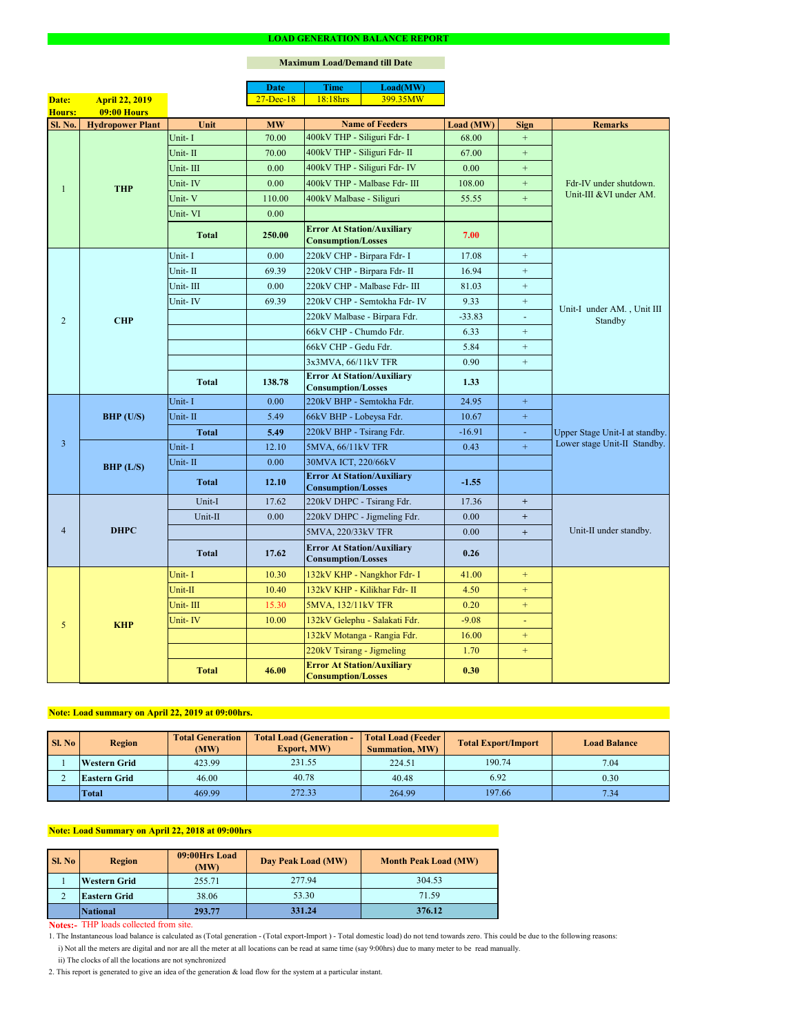# LOAD GENERATION BALANCE REPORT

**Maximum Load/Demand till Date**

| Date | Time | Load(MW) |
|---|---|---|
| 27-Dec-18 | 18:18hrs | 399.35MW |

**Date:** April 22, 2019
**Hours:** 09:00 Hours

| Sl. No. | Hydropower Plant | Unit | MW | Name of Feeders | Load (MW) | Sign | Remarks |
|---|---|---|---|---|---|---|---|
| 1 | THP | Unit- I | 70.00 | 400kV THP - Siliguri Fdr- I | 68.00 | + | Fdr-IV under shutdown. Unit-III &VI under AM. |
| | | Unit- II | 70.00 | 400kV THP - Siliguri Fdr- II | 67.00 | + | |
| | | Unit- III | 0.00 | 400kV THP - Siliguri Fdr- IV | 0.00 | + | |
| | | Unit- IV | 0.00 | 400kV THP - Malbase Fdr- III | 108.00 | + | |
| | | Unit- V | 110.00 | 400kV Malbase - Siliguri | 55.55 | + | |
| | | Unit- VI | 0.00 | | | | |
| | | Total | 250.00 | Error At Station/Auxiliary Consumption/Losses | 7.00 | | |
| 2 | CHP | Unit- I | 0.00 | 220kV CHP - Birpara Fdr- I | 17.08 | + | Unit-I under AM. , Unit III Standby |
| | | Unit- II | 69.39 | 220kV CHP - Birpara Fdr- II | 16.94 | + | |
| | | Unit- III | 0.00 | 220kV CHP - Malbase Fdr- III | 81.03 | + | |
| | | Unit- IV | 69.39 | 220kV CHP - Semtokha Fdr- IV | 9.33 | + | |
| | | | | 220kV Malbase - Birpara Fdr. | -33.83 | - | |
| | | | | 66kV CHP - Chumdo Fdr. | 6.33 | + | |
| | | | | 66kV CHP - Gedu Fdr. | 5.84 | + | |
| | | | | 3x3MVA, 66/11kV TFR | 0.90 | + | |
| | | Total | 138.78 | Error At Station/Auxiliary Consumption/Losses | 1.33 | | |
| 3 | BHP (U/S) | Unit- I | 0.00 | 220kV BHP - Semtokha Fdr. | 24.95 | + | Upper Stage Unit-I at standby. Lower stage Unit-II Standby. |
| | | Unit- II | 5.49 | 66kV BHP - Lobeysa Fdr. | 10.67 | + | |
| | | Total | 5.49 | 220kV BHP - Tsirang Fdr. | -16.91 | - | |
| | BHP (L/S) | Unit- I | 12.10 | 5MVA, 66/11kV TFR | 0.43 | + | |
| | | Unit- II | 0.00 | 30MVA ICT, 220/66kV | | | |
| | | Total | 12.10 | Error At Station/Auxiliary Consumption/Losses | -1.55 | | |
| 4 | DHPC | Unit-I | 17.62 | 220kV DHPC - Tsirang Fdr. | 17.36 | + | Unit-II under standby. |
| | | Unit-II | 0.00 | 220kV DHPC - Jigmeling Fdr. | 0.00 | + | |
| | | | | 5MVA, 220/33kV TFR | 0.00 | + | |
| | | Total | 17.62 | Error At Station/Auxiliary Consumption/Losses | 0.26 | | |
| 5 | KHP | Unit- I | 10.30 | 132kV KHP - Nangkhor Fdr- I | 41.00 | + | |
| | | Unit-II | 10.40 | 132kV KHP - Kilikhar Fdr- II | 4.50 | + | |
| | | Unit- III | 15.30 | 5MVA, 132/11kV TFR | 0.20 | + | |
| | | Unit- IV | 10.00 | 132kV Gelephu - Salakati Fdr. | -9.08 | - | |
| | | | | 132kV Motanga - Rangia Fdr. | 16.00 | + | |
| | | | | 220kV Tsirang - Jigmeling | 1.70 | + | |
| | | Total | 46.00 | Error At Station/Auxiliary Consumption/Losses | 0.30 | | |

**Note: Load summary on April 22, 2019 at 09:00hrs.**

| Sl. No | Region | Total Generation (MW) | Total Load (Generation - Export, MW) | Total Load (Feeder Summation, MW) | Total Export/Import | Load Balance |
|---|---|---|---|---|---|---|
| 1 | Western Grid | 423.99 | 231.55 | 224.51 | 190.74 | 7.04 |
| 2 | Eastern Grid | 46.00 | 40.78 | 40.48 | 6.92 | 0.30 |
| | Total | 469.99 | 272.33 | 264.99 | 197.66 | 7.34 |

**Note: Load Summary on April 22, 2018 at 09:00hrs**

| Sl. No | Region | 09:00Hrs Load (MW) | Day Peak Load (MW) | Month Peak Load (MW) |
|---|---|---|---|---|
| 1 | Western Grid | 255.71 | 277.94 | 304.53 |
| 2 | Eastern Grid | 38.06 | 53.30 | 71.59 |
| | National | 293.77 | 331.24 | 376.12 |

**Notes:-** THP loads collected from site.

1. The Instantaneous load balance is calculated as (Total generation - (Total export-Import ) - Total domestic load) do not tend towards zero. This could be due to the following reasons:
   i) Not all the meters are digital and nor are all the meter at all locations can be read at same time (say 9:00hrs) due to many meter to be read manually.
   ii) The clocks of all the locations are not synchronized
2. This report is generated to give an idea of the generation & load flow for the system at a particular instant.